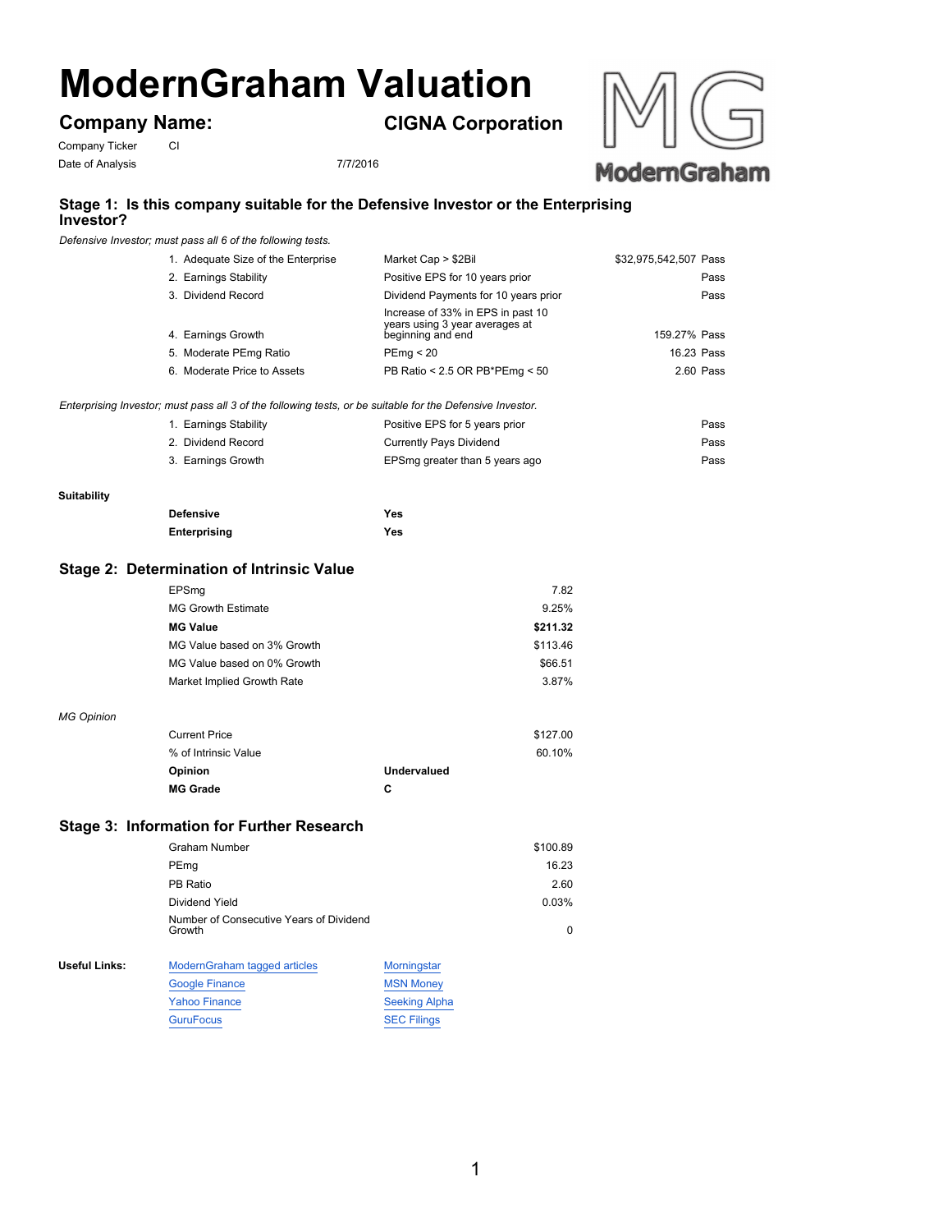# ModernGraham Valuation

## Company Name: CIGNA Corporation

Company Ticker CI

Date of Analysis 7/7/2016

### Stage 1: Is this company suitable for the Defensive Investor or the Enterprising Investor?

*Defensive Investor; must pass all 6 of the following tests.*

| Test | Criterion | Value | Result |
|---|---|---|---|
| 1. Adequate Size of the Enterprise | Market Cap > $2Bil | $32,975,542,507 | Pass |
| 2. Earnings Stability | Positive EPS for 10 years prior | | Pass |
| 3. Dividend Record | Dividend Payments for 10 years prior | | Pass |
| 4. Earnings Growth | Increase of 33% in EPS in past 10 years using 3 year averages at beginning and end | 159.27% | Pass |
| 5. Moderate PEmg Ratio | PEmg < 20 | 16.23 | Pass |
| 6. Moderate Price to Assets | PB Ratio < 2.5 OR PB*PEmg < 50 | 2.60 | Pass |

*Enterprising Investor; must pass all 3 of the following tests, or be suitable for the Defensive Investor.*

| Test | Criterion | Result |
|---|---|---|
| 1. Earnings Stability | Positive EPS for 5 years prior | Pass |
| 2. Dividend Record | Currently Pays Dividend | Pass |
| 3. Earnings Growth | EPSmg greater than 5 years ago | Pass |

**Suitability**

| | |
|---|---|
| **Defensive** | **Yes** |
| **Enterprising** | **Yes** |

### Stage 2: Determination of Intrinsic Value

| | |
|---|---|
| EPSmg | 7.82 |
| MG Growth Estimate | 9.25% |
| **MG Value** | **$211.32** |
| MG Value based on 3% Growth | $113.46 |
| MG Value based on 0% Growth | $66.51 |
| Market Implied Growth Rate | 3.87% |

*MG Opinion*

| | |
|---|---|
| Current Price | $127.00 |
| % of Intrinsic Value | 60.10% |
| **Opinion** | **Undervalued** |
| **MG Grade** | **C** |

### Stage 3: Information for Further Research

| | |
|---|---|
| Graham Number | $100.89 |
| PEmg | 16.23 |
| PB Ratio | 2.60 |
| Dividend Yield | 0.03% |
| Number of Consecutive Years of Dividend Growth | 0 |

**Useful Links:**

| | |
|---|---|
| ModernGraham tagged articles | Morningstar |
| Google Finance | MSN Money |
| Yahoo Finance | Seeking Alpha |
| GuruFocus | SEC Filings |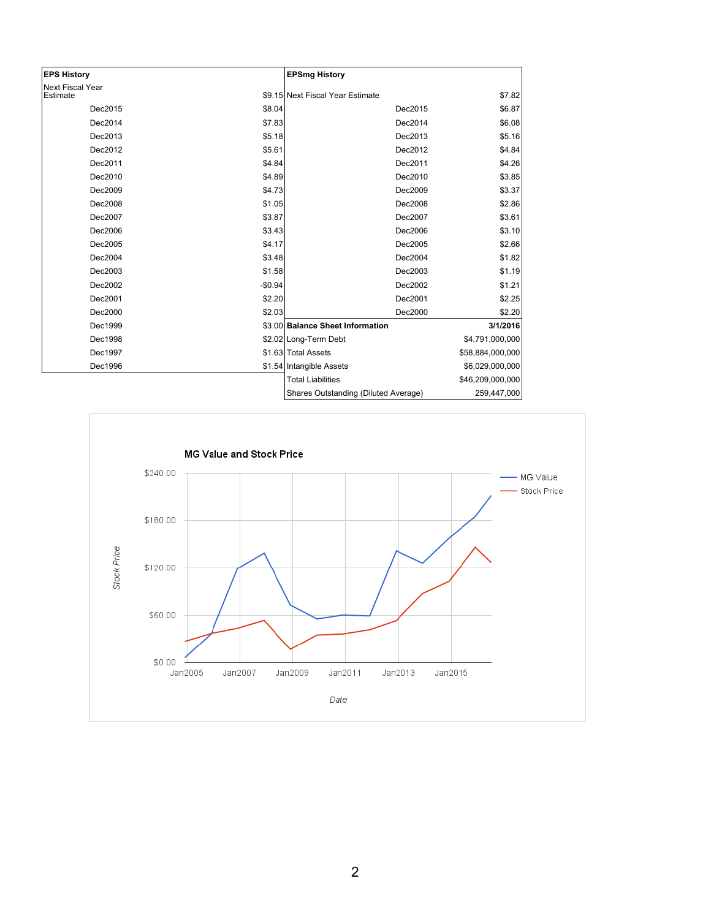| EPS History | |
|---|---|
| Next Fiscal Year Estimate | $9.15 |
| Dec2015 | $8.04 |
| Dec2014 | $7.83 |
| Dec2013 | $5.18 |
| Dec2012 | $5.61 |
| Dec2011 | $4.84 |
| Dec2010 | $4.89 |
| Dec2009 | $4.73 |
| Dec2008 | $1.05 |
| Dec2007 | $3.87 |
| Dec2006 | $3.43 |
| Dec2005 | $4.17 |
| Dec2004 | $3.48 |
| Dec2003 | $1.58 |
| Dec2002 | -$0.94 |
| Dec2001 | $2.20 |
| Dec2000 | $2.03 |
| Dec1999 | $3.00 |
| Dec1998 | $2.02 |
| Dec1997 | $1.63 |
| Dec1996 | $1.54 |

| EPSmg History | |
|---|---|
| Next Fiscal Year Estimate | $7.82 |
| Dec2015 | $6.87 |
| Dec2014 | $6.08 |
| Dec2013 | $5.16 |
| Dec2012 | $4.84 |
| Dec2011 | $4.26 |
| Dec2010 | $3.85 |
| Dec2009 | $3.37 |
| Dec2008 | $2.86 |
| Dec2007 | $3.61 |
| Dec2006 | $3.10 |
| Dec2005 | $2.66 |
| Dec2004 | $1.82 |
| Dec2003 | $1.19 |
| Dec2002 | $1.21 |
| Dec2001 | $2.25 |
| Dec2000 | $2.20 |

| **Balance Sheet Information** | **3/1/2016** |
|---|---|
| Long-Term Debt | $4,791,000,000 |
| Total Assets | $58,884,000,000 |
| Intangible Assets | $6,029,000,000 |
| Total Liabilities | $46,209,000,000 |
| Shares Outstanding (Diluted Average) | 259,447,000 |

**MG Value and Stock Price**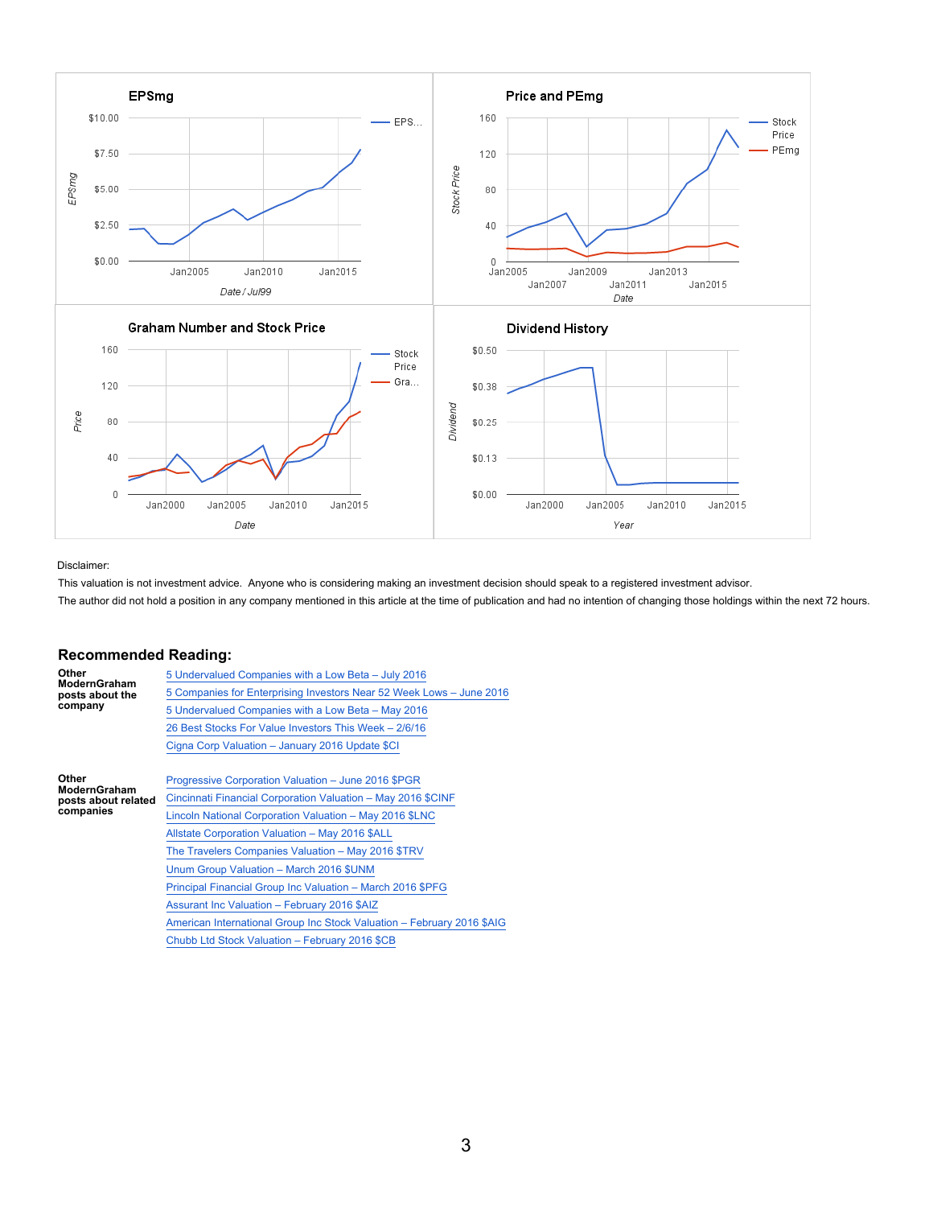EPSmg

$10.00
$7.50
$5.00
$2.50
$0.00

EPSmg

Jan2005 Jan2010 Jan2015

Date / Jul99

EPS...

Price and PEmg

160
120
80
40
0

Stock Price

Jan2005 Jan2009 Jan2013
Jan2007 Jan2011 Jan2015

Date

Stock Price
PEmg

Graham Number and Stock Price

160
120
80
40
0

Price

Jan2000 Jan2005 Jan2010 Jan2015

Date

Stock Price
Gra...

Dividend History

$0.50
$0.38
$0.25
$0.13
$0.00

Dividend

Jan2000 Jan2005 Jan2010 Jan2015

Year

Disclaimer:

This valuation is not investment advice. Anyone who is considering making an investment decision should speak to a registered investment advisor.

The author did not hold a position in any company mentioned in this article at the time of publication and had no intention of changing those holdings within the next 72 hours.

## Recommended Reading:

**Other ModernGraham posts about the company**

- 5 Undervalued Companies with a Low Beta – July 2016
- 5 Companies for Enterprising Investors Near 52 Week Lows – June 2016
- 5 Undervalued Companies with a Low Beta – May 2016
- 26 Best Stocks For Value Investors This Week – 2/6/16
- Cigna Corp Valuation – January 2016 Update $CI

**Other ModernGraham posts about related companies**

- Progressive Corporation Valuation – June 2016 $PGR
- Cincinnati Financial Corporation Valuation – May 2016 $CINF
- Lincoln National Corporation Valuation – May 2016 $LNC
- Allstate Corporation Valuation – May 2016 $ALL
- The Travelers Companies Valuation – May 2016 $TRV
- Unum Group Valuation – March 2016 $UNM
- Principal Financial Group Inc Valuation – March 2016 $PFG
- Assurant Inc Valuation – February 2016 $AIZ
- American International Group Inc Stock Valuation – February 2016 $AIG
- Chubb Ltd Stock Valuation – February 2016 $CB